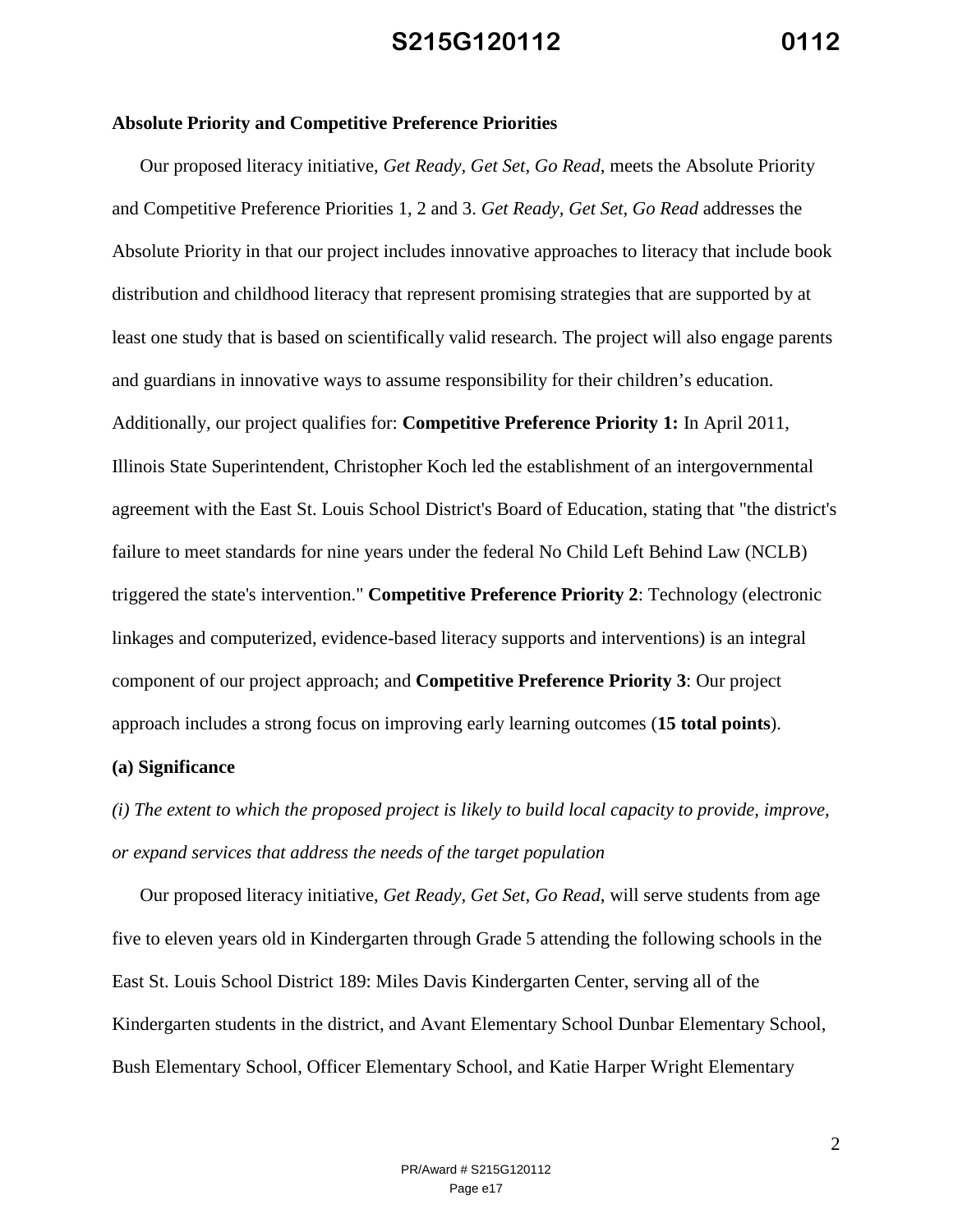**Absolute Priority and Competitive Preference Priorities**

Our proposed literacy initiative, *Get Ready, Get Set, Go Read*, meets the Absolute Priority and Competitive Preference Priorities 1, 2 and 3. *Get Ready, Get Set, Go Read* addresses the Absolute Priority in that our project includes innovative approaches to literacy that include book distribution and childhood literacy that represent promising strategies that are supported by at least one study that is based on scientifically valid research. The project will also engage parents and guardians in innovative ways to assume responsibility for their children's education. Additionally, our project qualifies for: **Competitive Preference Priority 1:** In April 2011, Illinois State Superintendent, Christopher Koch led the establishment of an intergovernmental agreement with the East St. Louis School District's Board of Education, stating that "the district's failure to meet standards for nine years under the federal No Child Left Behind Law (NCLB) triggered the state's intervention." **Competitive Preference Priority 2**: Technology (electronic linkages and computerized, evidence-based literacy supports and interventions) is an integral component of our project approach; and **Competitive Preference Priority 3**: Our project approach includes a strong focus on improving early learning outcomes (**15 total points**).

**(a) Significance**

*(i) The extent to which the proposed project is likely to build local capacity to provide, improve, or expand services that address the needs of the target population*

Our proposed literacy initiative, *Get Ready, Get Set, Go Read*, will serve students from age five to eleven years old in Kindergarten through Grade 5 attending the following schools in the East St. Louis School District 189: Miles Davis Kindergarten Center, serving all of the Kindergarten students in the district, and Avant Elementary School Dunbar Elementary School, Bush Elementary School, Officer Elementary School, and Katie Harper Wright Elementary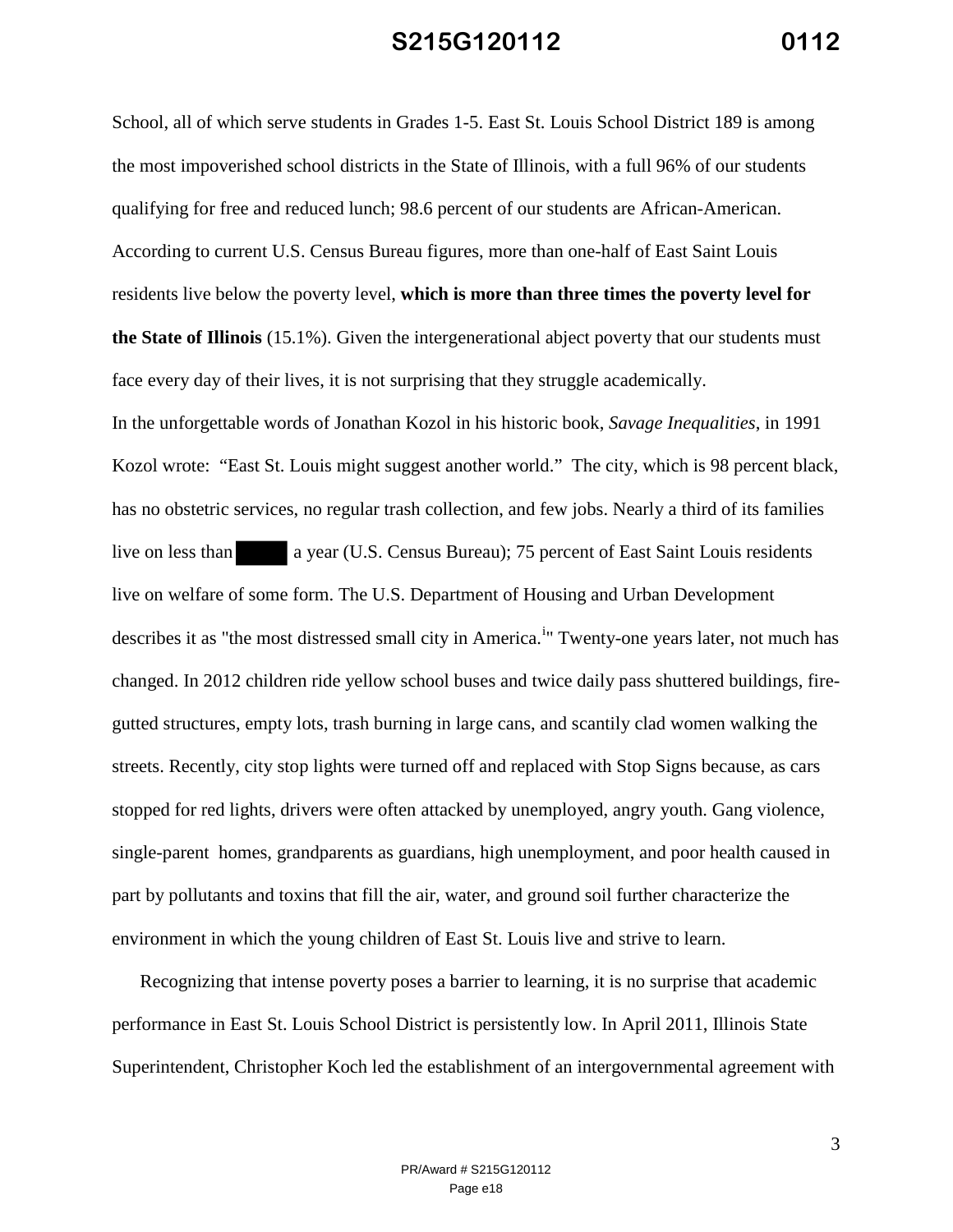School, all of which serve students in Grades 1-5. East St. Louis School District 189 is among the most impoverished school districts in the State of Illinois, with a full 96% of our students qualifying for free and reduced lunch; 98.6 percent of our students are African-American. According to current U.S. Census Bureau figures, more than one-half of East Saint Louis residents live below the poverty level, **which is more than three times the poverty level for the State of Illinois** (15.1%). Given the intergenerational abject poverty that our students must face every day of their lives, it is not surprising that they struggle academically.

In the unforgettable words of Jonathan Kozol in his historic book, *Savage Inequalities*, in 1991 Kozol wrote: "East St. Louis might suggest another world." The city, which is 98 percent black, has no obstetric services, no regular trash collection, and few jobs. Nearly a third of its families live on less than ███ a year (U.S. Census Bureau); 75 percent of East Saint Louis residents live on welfare of some form. The U.S. Department of Housing and Urban Development describes it as "the most distressed small city in America.[i]" Twenty-one years later, not much has changed. In 2012 children ride yellow school buses and twice daily pass shuttered buildings, fire-gutted structures, empty lots, trash burning in large cans, and scantily clad women walking the streets. Recently, city stop lights were turned off and replaced with Stop Signs because, as cars stopped for red lights, drivers were often attacked by unemployed, angry youth. Gang violence, single-parent homes, grandparents as guardians, high unemployment, and poor health caused in part by pollutants and toxins that fill the air, water, and ground soil further characterize the environment in which the young children of East St. Louis live and strive to learn.

Recognizing that intense poverty poses a barrier to learning, it is no surprise that academic performance in East St. Louis School District is persistently low. In April 2011, Illinois State Superintendent, Christopher Koch led the establishment of an intergovernmental agreement with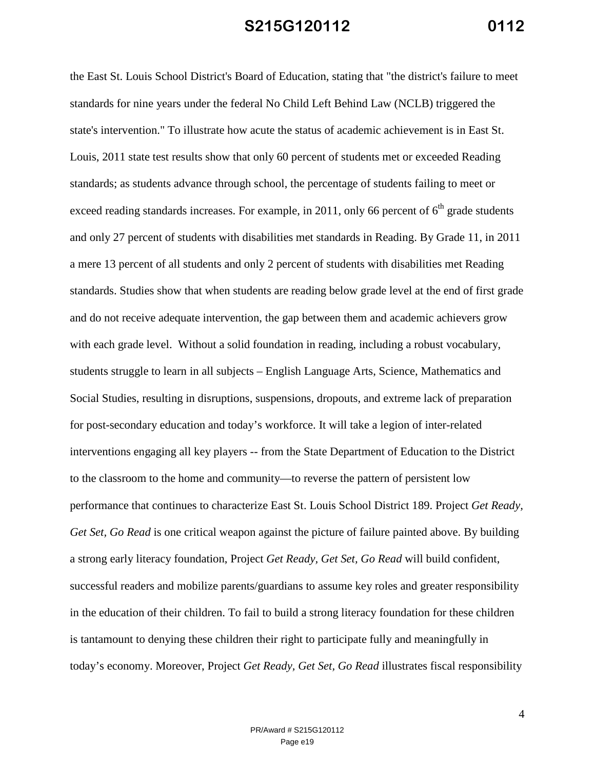the East St. Louis School District's Board of Education, stating that "the district's failure to meet standards for nine years under the federal No Child Left Behind Law (NCLB) triggered the state's intervention." To illustrate how acute the status of academic achievement is in East St. Louis, 2011 state test results show that only 60 percent of students met or exceeded Reading standards; as students advance through school, the percentage of students failing to meet or exceed reading standards increases. For example, in 2011, only 66 percent of 6th grade students and only 27 percent of students with disabilities met standards in Reading. By Grade 11, in 2011 a mere 13 percent of all students and only 2 percent of students with disabilities met Reading standards. Studies show that when students are reading below grade level at the end of first grade and do not receive adequate intervention, the gap between them and academic achievers grow with each grade level. Without a solid foundation in reading, including a robust vocabulary, students struggle to learn in all subjects – English Language Arts, Science, Mathematics and Social Studies, resulting in disruptions, suspensions, dropouts, and extreme lack of preparation for post-secondary education and today's workforce. It will take a legion of inter-related interventions engaging all key players -- from the State Department of Education to the District to the classroom to the home and community—to reverse the pattern of persistent low performance that continues to characterize East St. Louis School District 189. Project *Get Ready, Get Set, Go Read* is one critical weapon against the picture of failure painted above. By building a strong early literacy foundation, Project *Get Ready, Get Set, Go Read* will build confident, successful readers and mobilize parents/guardians to assume key roles and greater responsibility in the education of their children. To fail to build a strong literacy foundation for these children is tantamount to denying these children their right to participate fully and meaningfully in today's economy. Moreover, Project *Get Ready, Get Set, Go Read* illustrates fiscal responsibility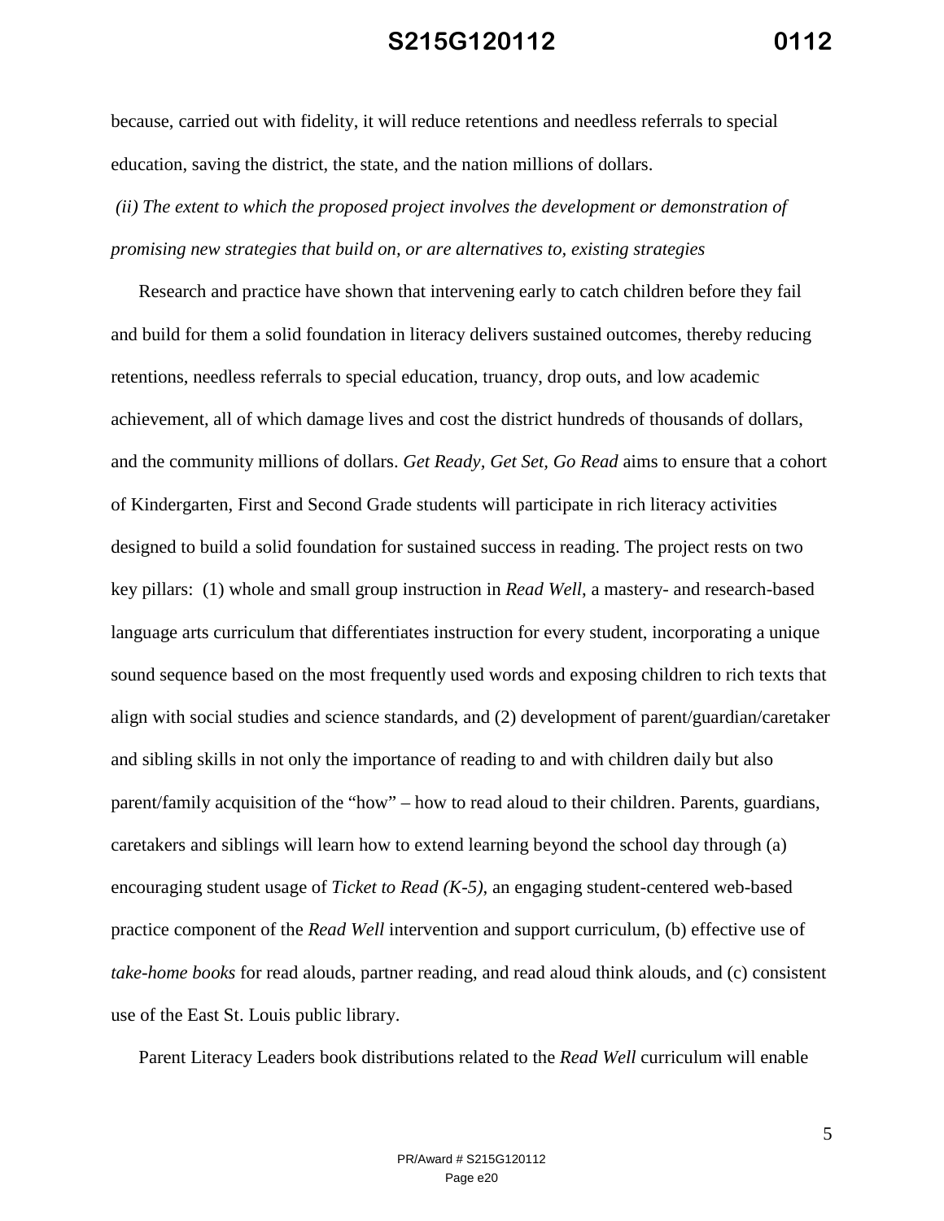because, carried out with fidelity, it will reduce retentions and needless referrals to special education, saving the district, the state, and the nation millions of dollars.

*(ii) The extent to which the proposed project involves the development or demonstration of promising new strategies that build on, or are alternatives to, existing strategies*

Research and practice have shown that intervening early to catch children before they fail and build for them a solid foundation in literacy delivers sustained outcomes, thereby reducing retentions, needless referrals to special education, truancy, drop outs, and low academic achievement, all of which damage lives and cost the district hundreds of thousands of dollars, and the community millions of dollars. *Get Ready, Get Set, Go Read* aims to ensure that a cohort of Kindergarten, First and Second Grade students will participate in rich literacy activities designed to build a solid foundation for sustained success in reading. The project rests on two key pillars: (1) whole and small group instruction in *Read Well*, a mastery- and research-based language arts curriculum that differentiates instruction for every student, incorporating a unique sound sequence based on the most frequently used words and exposing children to rich texts that align with social studies and science standards, and (2) development of parent/guardian/caretaker and sibling skills in not only the importance of reading to and with children daily but also parent/family acquisition of the "how" – how to read aloud to their children. Parents, guardians, caretakers and siblings will learn how to extend learning beyond the school day through (a) encouraging student usage of *Ticket to Read (K-5)*, an engaging student-centered web-based practice component of the *Read Well* intervention and support curriculum, (b) effective use of *take-home books* for read alouds, partner reading, and read aloud think alouds, and (c) consistent use of the East St. Louis public library.

Parent Literacy Leaders book distributions related to the *Read Well* curriculum will enable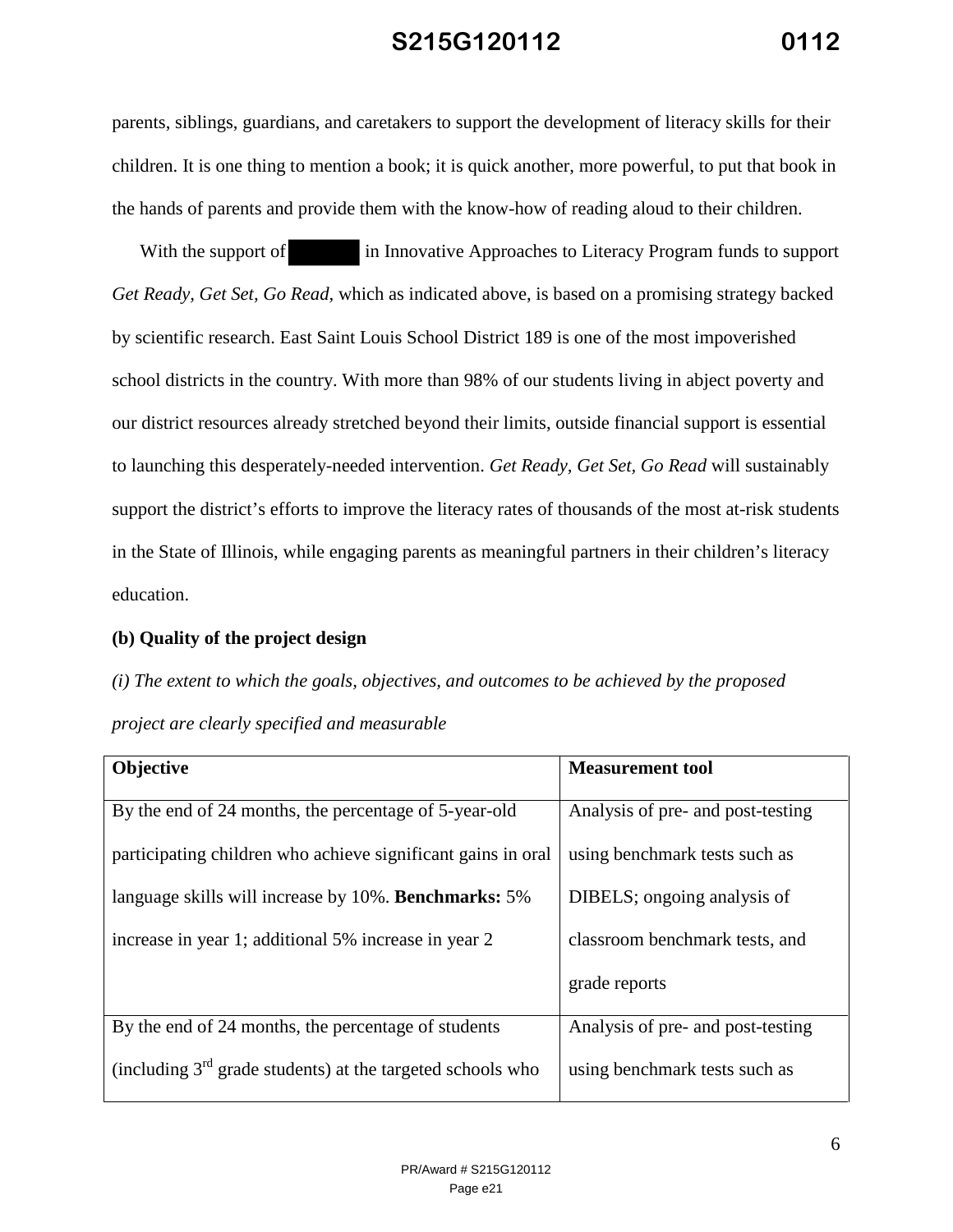parents, siblings, guardians, and caretakers to support the development of literacy skills for their children. It is one thing to mention a book; it is quick another, more powerful, to put that book in the hands of parents and provide them with the know-how of reading aloud to their children.

With the support of [redacted] in Innovative Approaches to Literacy Program funds to support *Get Ready, Get Set, Go Read*, which as indicated above, is based on a promising strategy backed by scientific research. East Saint Louis School District 189 is one of the most impoverished school districts in the country. With more than 98% of our students living in abject poverty and our district resources already stretched beyond their limits, outside financial support is essential to launching this desperately-needed intervention. *Get Ready, Get Set, Go Read* will sustainably support the district's efforts to improve the literacy rates of thousands of the most at-risk students in the State of Illinois, while engaging parents as meaningful partners in their children's literacy education.

**(b) Quality of the project design**

*(i) The extent to which the goals, objectives, and outcomes to be achieved by the proposed project are clearly specified and measurable*

| Objective | Measurement tool |
|---|---|
| By the end of 24 months, the percentage of 5-year-old participating children who achieve significant gains in oral language skills will increase by 10%. **Benchmarks:** 5% increase in year 1; additional 5% increase in year 2 | Analysis of pre- and post-testing using benchmark tests such as DIBELS; ongoing analysis of classroom benchmark tests, and grade reports |
| By the end of 24 months, the percentage of students (including 3rd grade students) at the targeted schools who | Analysis of pre- and post-testing using benchmark tests such as |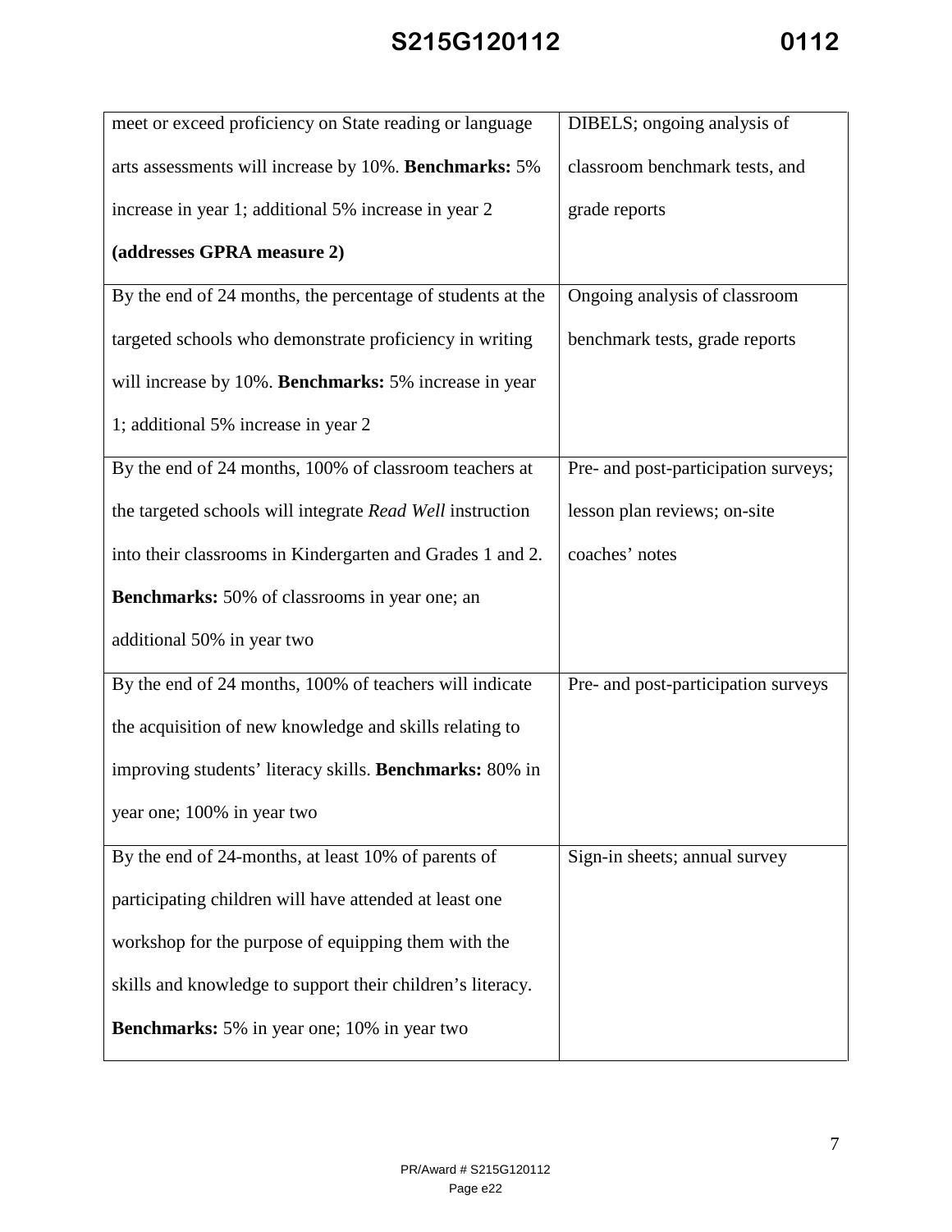| | |
|---|---|
| meet or exceed proficiency on State reading or language arts assessments will increase by 10%. **Benchmarks:** 5% increase in year 1; additional 5% increase in year 2 **(addresses GPRA measure 2)** | DIBELS; ongoing analysis of classroom benchmark tests, and grade reports |
| By the end of 24 months, the percentage of students at the targeted schools who demonstrate proficiency in writing will increase by 10%. **Benchmarks:** 5% increase in year 1; additional 5% increase in year 2 | Ongoing analysis of classroom benchmark tests, grade reports |
| By the end of 24 months, 100% of classroom teachers at the targeted schools will integrate *Read Well* instruction into their classrooms in Kindergarten and Grades 1 and 2. **Benchmarks:** 50% of classrooms in year one; an additional 50% in year two | Pre- and post-participation surveys; lesson plan reviews; on-site coaches' notes |
| By the end of 24 months, 100% of teachers will indicate the acquisition of new knowledge and skills relating to improving students' literacy skills. **Benchmarks:** 80% in year one; 100% in year two | Pre- and post-participation surveys |
| By the end of 24-months, at least 10% of parents of participating children will have attended at least one workshop for the purpose of equipping them with the skills and knowledge to support their children's literacy. **Benchmarks:** 5% in year one; 10% in year two | Sign-in sheets; annual survey |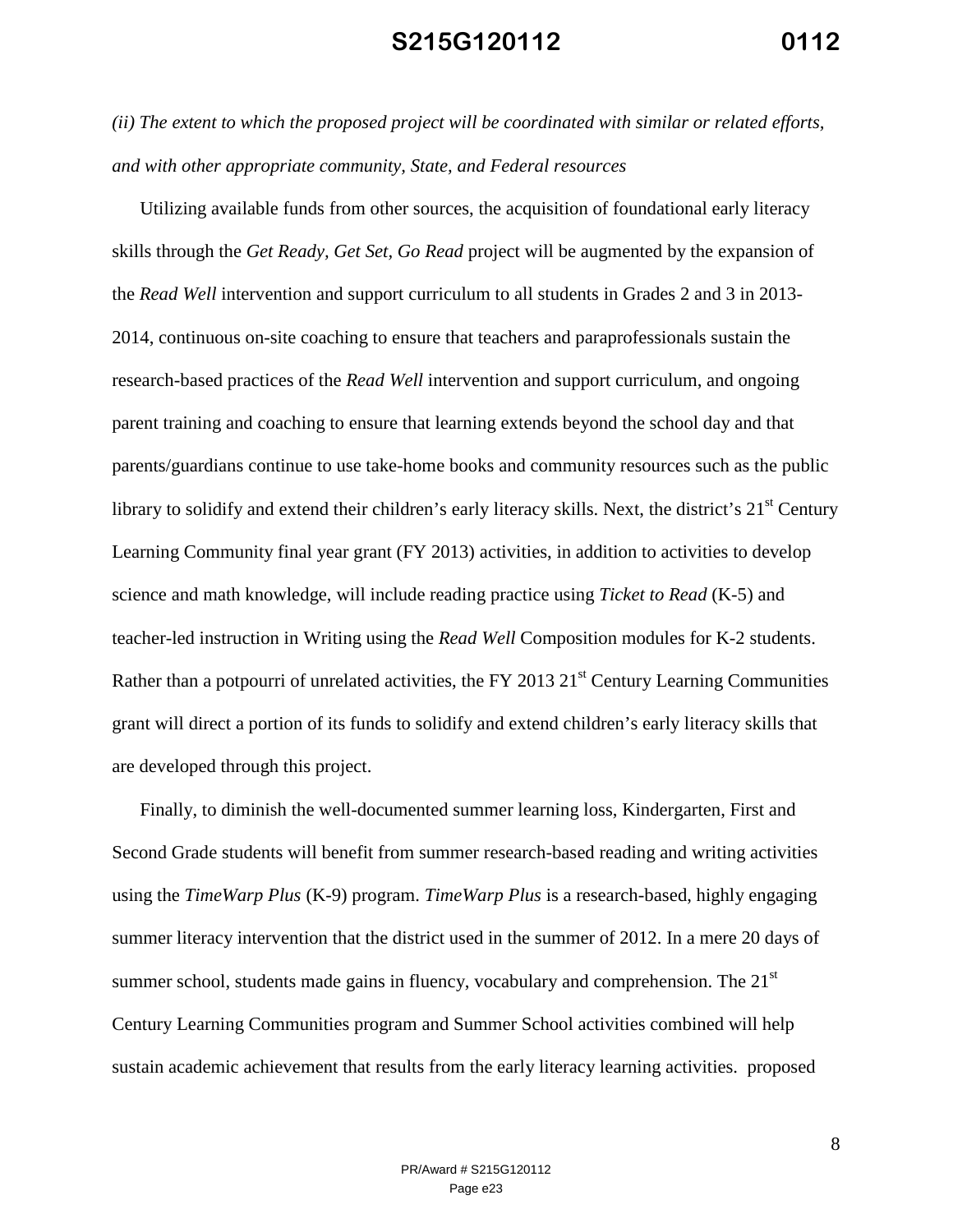*(ii) The extent to which the proposed project will be coordinated with similar or related efforts, and with other appropriate community, State, and Federal resources*

Utilizing available funds from other sources, the acquisition of foundational early literacy skills through the *Get Ready, Get Set, Go Read* project will be augmented by the expansion of the *Read Well* intervention and support curriculum to all students in Grades 2 and 3 in 2013-2014, continuous on-site coaching to ensure that teachers and paraprofessionals sustain the research-based practices of the *Read Well* intervention and support curriculum, and ongoing parent training and coaching to ensure that learning extends beyond the school day and that parents/guardians continue to use take-home books and community resources such as the public library to solidify and extend their children's early literacy skills. Next, the district's 21st Century Learning Community final year grant (FY 2013) activities, in addition to activities to develop science and math knowledge, will include reading practice using *Ticket to Read* (K-5) and teacher-led instruction in Writing using the *Read Well* Composition modules for K-2 students. Rather than a potpourri of unrelated activities, the FY 2013 21st Century Learning Communities grant will direct a portion of its funds to solidify and extend children's early literacy skills that are developed through this project.

Finally, to diminish the well-documented summer learning loss, Kindergarten, First and Second Grade students will benefit from summer research-based reading and writing activities using the *TimeWarp Plus* (K-9) program. *TimeWarp Plus* is a research-based, highly engaging summer literacy intervention that the district used in the summer of 2012. In a mere 20 days of summer school, students made gains in fluency, vocabulary and comprehension. The 21st Century Learning Communities program and Summer School activities combined will help sustain academic achievement that results from the early literacy learning activities. proposed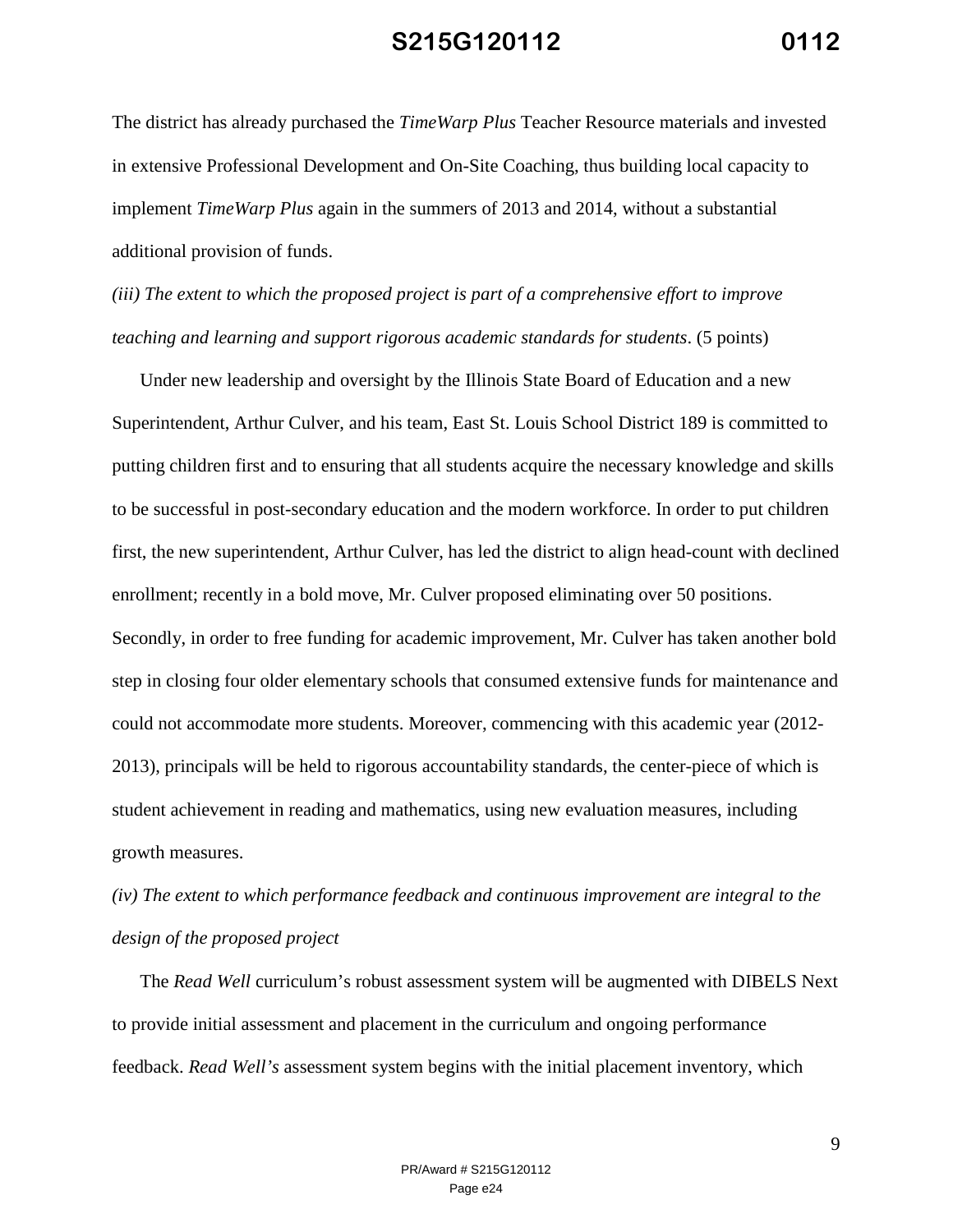The district has already purchased the *TimeWarp Plus* Teacher Resource materials and invested in extensive Professional Development and On-Site Coaching, thus building local capacity to implement *TimeWarp Plus* again in the summers of 2013 and 2014, without a substantial additional provision of funds.

*(iii) The extent to which the proposed project is part of a comprehensive effort to improve teaching and learning and support rigorous academic standards for students*. (5 points)

Under new leadership and oversight by the Illinois State Board of Education and a new Superintendent, Arthur Culver, and his team, East St. Louis School District 189 is committed to putting children first and to ensuring that all students acquire the necessary knowledge and skills to be successful in post-secondary education and the modern workforce. In order to put children first, the new superintendent, Arthur Culver, has led the district to align head-count with declined enrollment; recently in a bold move, Mr. Culver proposed eliminating over 50 positions. Secondly, in order to free funding for academic improvement, Mr. Culver has taken another bold step in closing four older elementary schools that consumed extensive funds for maintenance and could not accommodate more students. Moreover, commencing with this academic year (2012-2013), principals will be held to rigorous accountability standards, the center-piece of which is student achievement in reading and mathematics, using new evaluation measures, including growth measures.

*(iv) The extent to which performance feedback and continuous improvement are integral to the design of the proposed project*

The *Read Well* curriculum's robust assessment system will be augmented with DIBELS Next to provide initial assessment and placement in the curriculum and ongoing performance feedback. *Read Well's* assessment system begins with the initial placement inventory, which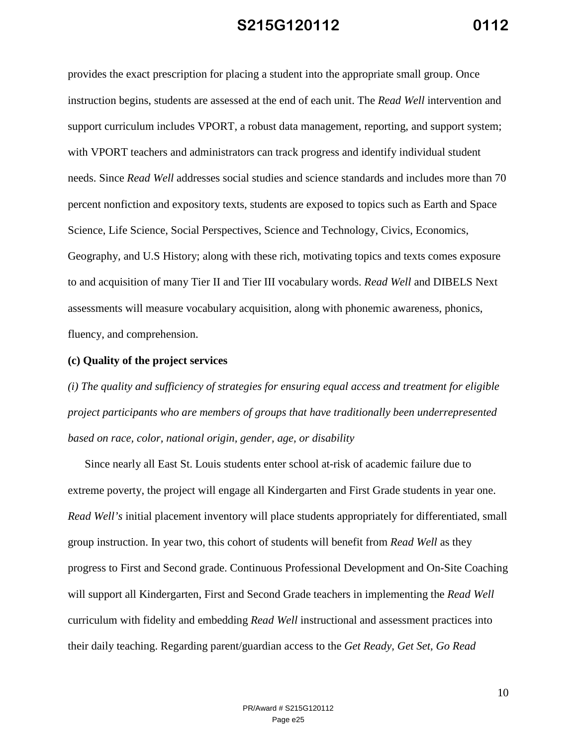provides the exact prescription for placing a student into the appropriate small group. Once instruction begins, students are assessed at the end of each unit. The *Read Well* intervention and support curriculum includes VPORT, a robust data management, reporting, and support system; with VPORT teachers and administrators can track progress and identify individual student needs. Since *Read Well* addresses social studies and science standards and includes more than 70 percent nonfiction and expository texts, students are exposed to topics such as Earth and Space Science, Life Science, Social Perspectives, Science and Technology, Civics, Economics, Geography, and U.S History; along with these rich, motivating topics and texts comes exposure to and acquisition of many Tier II and Tier III vocabulary words. *Read Well* and DIBELS Next assessments will measure vocabulary acquisition, along with phonemic awareness, phonics, fluency, and comprehension.

**(c) Quality of the project services**

*(i) The quality and sufficiency of strategies for ensuring equal access and treatment for eligible project participants who are members of groups that have traditionally been underrepresented based on race, color, national origin, gender, age, or disability*

Since nearly all East St. Louis students enter school at-risk of academic failure due to extreme poverty, the project will engage all Kindergarten and First Grade students in year one. *Read Well's* initial placement inventory will place students appropriately for differentiated, small group instruction. In year two, this cohort of students will benefit from *Read Well* as they progress to First and Second grade. Continuous Professional Development and On-Site Coaching will support all Kindergarten, First and Second Grade teachers in implementing the *Read Well* curriculum with fidelity and embedding *Read Well* instructional and assessment practices into their daily teaching. Regarding parent/guardian access to the *Get Ready, Get Set, Go Read*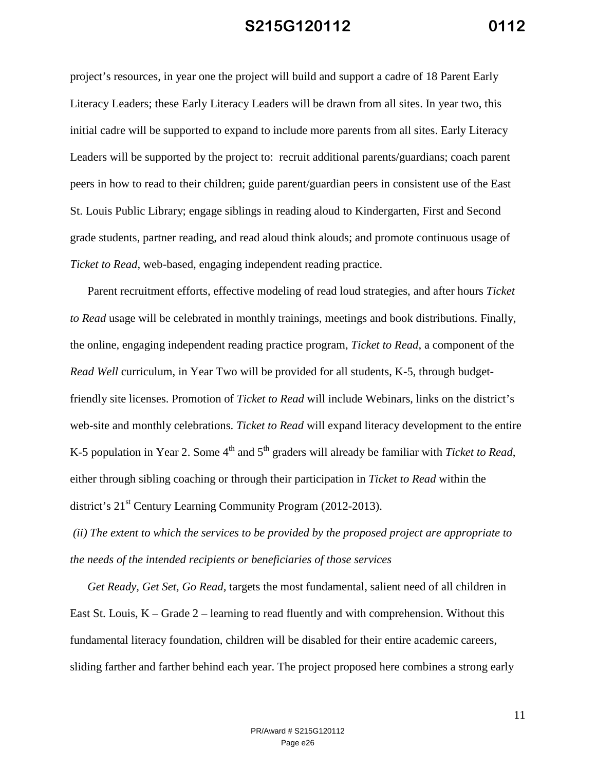project's resources, in year one the project will build and support a cadre of 18 Parent Early Literacy Leaders; these Early Literacy Leaders will be drawn from all sites. In year two, this initial cadre will be supported to expand to include more parents from all sites. Early Literacy Leaders will be supported by the project to: recruit additional parents/guardians; coach parent peers in how to read to their children; guide parent/guardian peers in consistent use of the East St. Louis Public Library; engage siblings in reading aloud to Kindergarten, First and Second grade students, partner reading, and read aloud think alouds; and promote continuous usage of *Ticket to Read*, web-based, engaging independent reading practice.

Parent recruitment efforts, effective modeling of read loud strategies, and after hours *Ticket to Read* usage will be celebrated in monthly trainings, meetings and book distributions. Finally, the online, engaging independent reading practice program, *Ticket to Read*, a component of the *Read Well* curriculum, in Year Two will be provided for all students, K-5, through budget-friendly site licenses. Promotion of *Ticket to Read* will include Webinars, links on the district's web-site and monthly celebrations. *Ticket to Read* will expand literacy development to the entire K-5 population in Year 2. Some 4th and 5th graders will already be familiar with *Ticket to Read*, either through sibling coaching or through their participation in *Ticket to Read* within the district's 21st Century Learning Community Program (2012-2013).

*(ii) The extent to which the services to be provided by the proposed project are appropriate to the needs of the intended recipients or beneficiaries of those services*

*Get Ready, Get Set, Go Read,* targets the most fundamental, salient need of all children in East St. Louis, K – Grade 2 – learning to read fluently and with comprehension. Without this fundamental literacy foundation, children will be disabled for their entire academic careers, sliding farther and farther behind each year. The project proposed here combines a strong early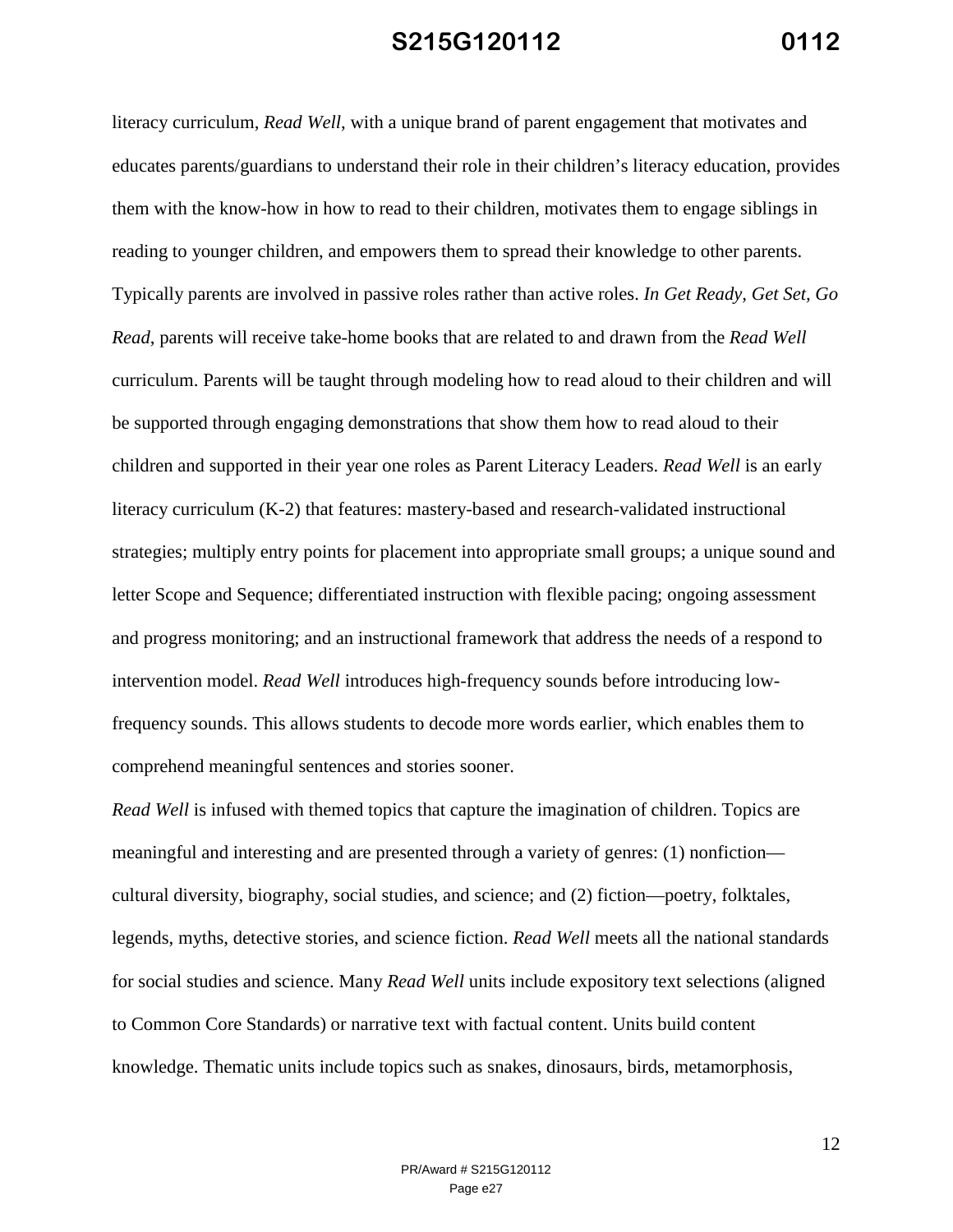literacy curriculum, *Read Well*, with a unique brand of parent engagement that motivates and educates parents/guardians to understand their role in their children's literacy education, provides them with the know-how in how to read to their children, motivates them to engage siblings in reading to younger children, and empowers them to spread their knowledge to other parents. Typically parents are involved in passive roles rather than active roles. *In Get Ready, Get Set, Go Read*, parents will receive take-home books that are related to and drawn from the *Read Well* curriculum. Parents will be taught through modeling how to read aloud to their children and will be supported through engaging demonstrations that show them how to read aloud to their children and supported in their year one roles as Parent Literacy Leaders. *Read Well* is an early literacy curriculum (K-2) that features: mastery-based and research-validated instructional strategies; multiply entry points for placement into appropriate small groups; a unique sound and letter Scope and Sequence; differentiated instruction with flexible pacing; ongoing assessment and progress monitoring; and an instructional framework that address the needs of a respond to intervention model. *Read Well* introduces high-frequency sounds before introducing low-frequency sounds. This allows students to decode more words earlier, which enables them to comprehend meaningful sentences and stories sooner.

*Read Well* is infused with themed topics that capture the imagination of children. Topics are meaningful and interesting and are presented through a variety of genres: (1) nonfiction—cultural diversity, biography, social studies, and science; and (2) fiction—poetry, folktales, legends, myths, detective stories, and science fiction. *Read Well* meets all the national standards for social studies and science. Many *Read Well* units include expository text selections (aligned to Common Core Standards) or narrative text with factual content. Units build content knowledge. Thematic units include topics such as snakes, dinosaurs, birds, metamorphosis,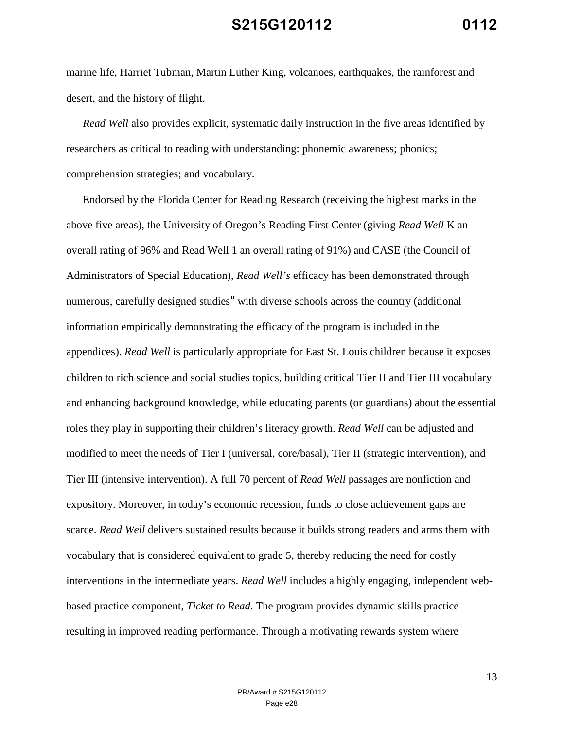marine life, Harriet Tubman, Martin Luther King, volcanoes, earthquakes, the rainforest and desert, and the history of flight.

*Read Well* also provides explicit, systematic daily instruction in the five areas identified by researchers as critical to reading with understanding: phonemic awareness; phonics; comprehension strategies; and vocabulary.

Endorsed by the Florida Center for Reading Research (receiving the highest marks in the above five areas), the University of Oregon's Reading First Center (giving *Read Well* K an overall rating of 96% and Read Well 1 an overall rating of 91%) and CASE (the Council of Administrators of Special Education), *Read Well's* efficacy has been demonstrated through numerous, carefully designed studies[ii] with diverse schools across the country (additional information empirically demonstrating the efficacy of the program is included in the appendices). *Read Well* is particularly appropriate for East St. Louis children because it exposes children to rich science and social studies topics, building critical Tier II and Tier III vocabulary and enhancing background knowledge, while educating parents (or guardians) about the essential roles they play in supporting their children's literacy growth. *Read Well* can be adjusted and modified to meet the needs of Tier I (universal, core/basal), Tier II (strategic intervention), and Tier III (intensive intervention). A full 70 percent of *Read Well* passages are nonfiction and expository. Moreover, in today's economic recession, funds to close achievement gaps are scarce. *Read Well* delivers sustained results because it builds strong readers and arms them with vocabulary that is considered equivalent to grade 5, thereby reducing the need for costly interventions in the intermediate years. *Read Well* includes a highly engaging, independent web-based practice component, *Ticket to Read.* The program provides dynamic skills practice resulting in improved reading performance. Through a motivating rewards system where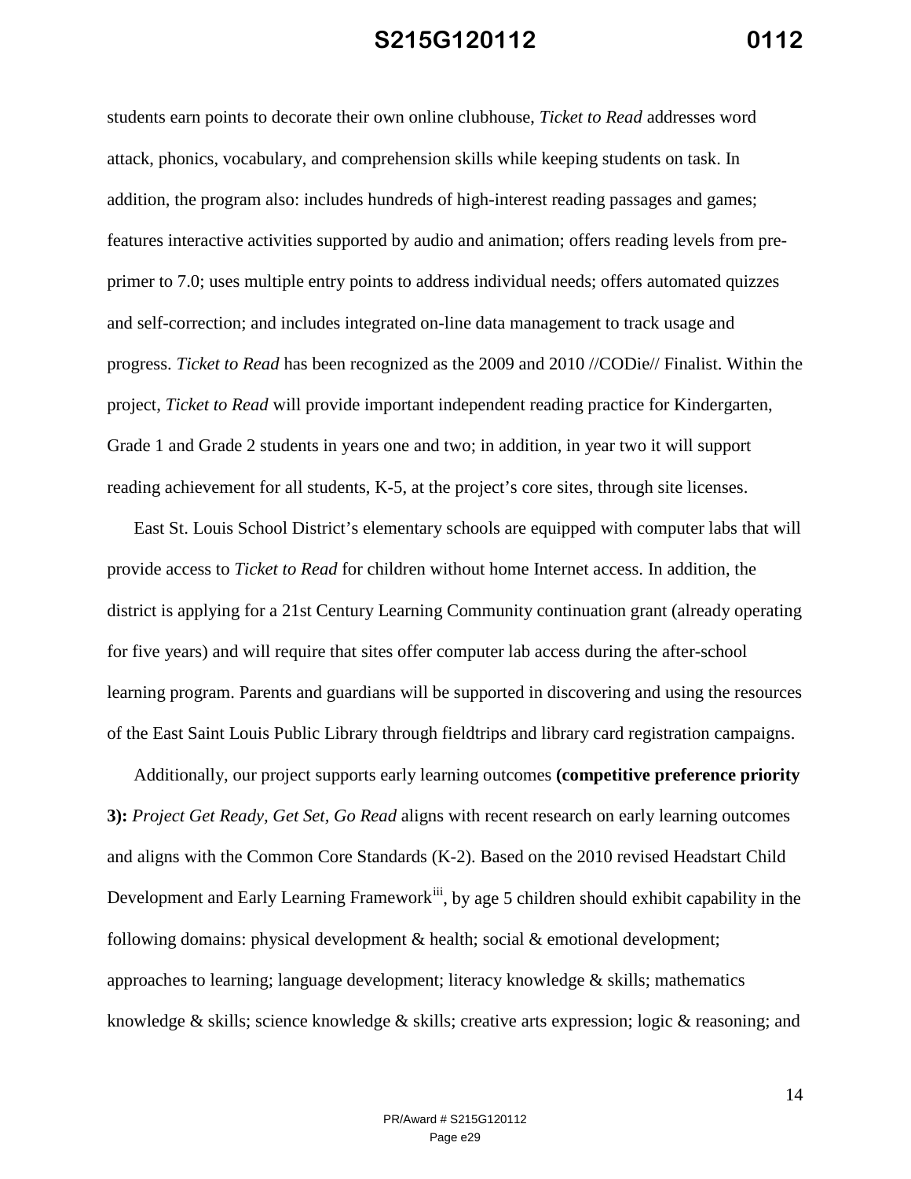students earn points to decorate their own online clubhouse, *Ticket to Read* addresses word attack, phonics, vocabulary, and comprehension skills while keeping students on task. In addition, the program also: includes hundreds of high-interest reading passages and games; features interactive activities supported by audio and animation; offers reading levels from pre-primer to 7.0; uses multiple entry points to address individual needs; offers automated quizzes and self-correction; and includes integrated on-line data management to track usage and progress. *Ticket to Read* has been recognized as the 2009 and 2010 //CODie// Finalist. Within the project, *Ticket to Read* will provide important independent reading practice for Kindergarten, Grade 1 and Grade 2 students in years one and two; in addition, in year two it will support reading achievement for all students, K-5, at the project's core sites, through site licenses.

East St. Louis School District's elementary schools are equipped with computer labs that will provide access to *Ticket to Read* for children without home Internet access. In addition, the district is applying for a 21st Century Learning Community continuation grant (already operating for five years) and will require that sites offer computer lab access during the after-school learning program. Parents and guardians will be supported in discovering and using the resources of the East Saint Louis Public Library through fieldtrips and library card registration campaigns.

Additionally, our project supports early learning outcomes **(competitive preference priority 3):** *Project Get Ready, Get Set, Go Read* aligns with recent research on early learning outcomes and aligns with the Common Core Standards (K-2). Based on the 2010 revised Headstart Child Development and Early Learning Framework[iii], by age 5 children should exhibit capability in the following domains: physical development & health; social & emotional development; approaches to learning; language development; literacy knowledge & skills; mathematics knowledge & skills; science knowledge & skills; creative arts expression; logic & reasoning; and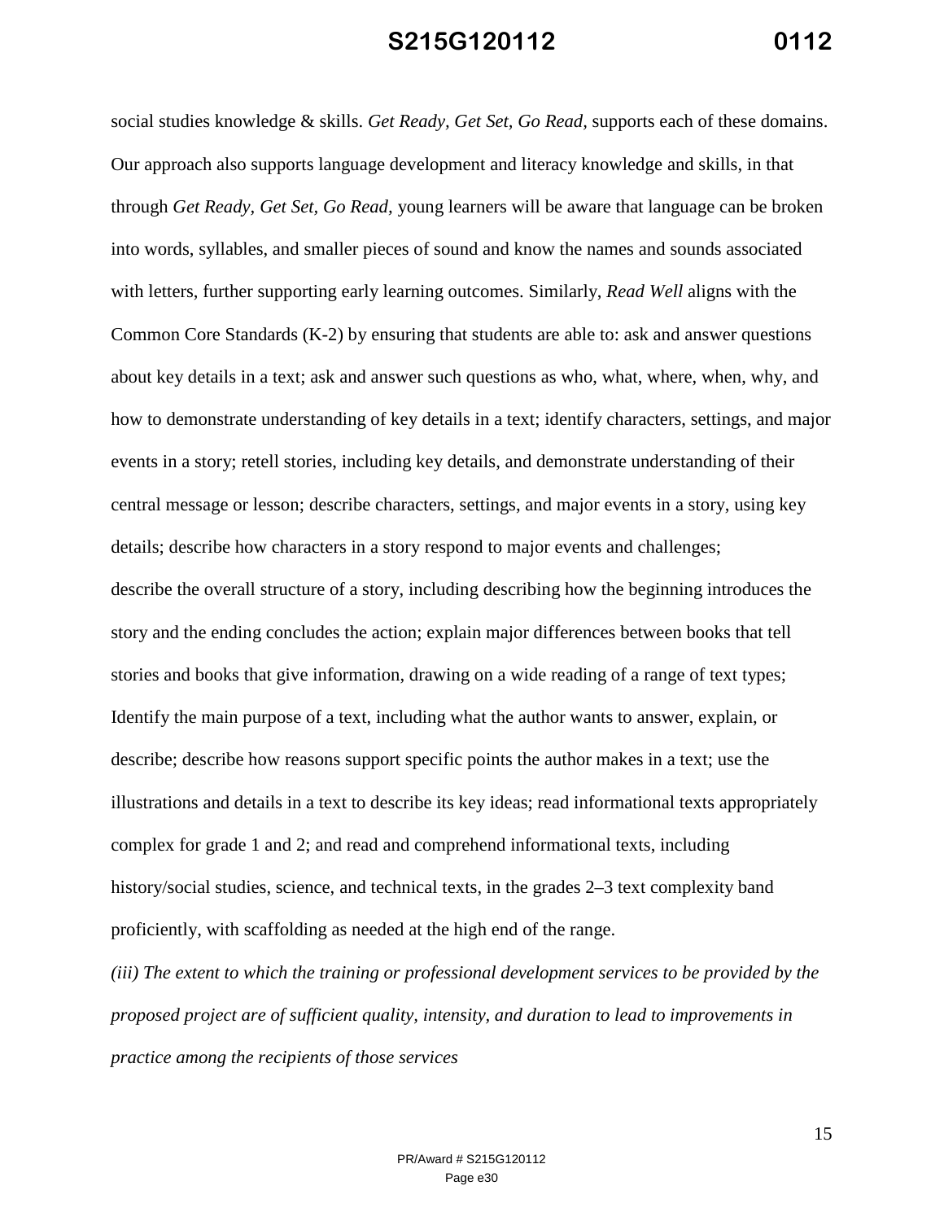social studies knowledge & skills. *Get Ready, Get Set, Go Read,* supports each of these domains. Our approach also supports language development and literacy knowledge and skills, in that through *Get Ready, Get Set, Go Read,* young learners will be aware that language can be broken into words, syllables, and smaller pieces of sound and know the names and sounds associated with letters, further supporting early learning outcomes. Similarly, *Read Well* aligns with the Common Core Standards (K-2) by ensuring that students are able to: ask and answer questions about key details in a text; ask and answer such questions as who, what, where, when, why, and how to demonstrate understanding of key details in a text; identify characters, settings, and major events in a story; retell stories, including key details, and demonstrate understanding of their central message or lesson; describe characters, settings, and major events in a story, using key details; describe how characters in a story respond to major events and challenges; describe the overall structure of a story, including describing how the beginning introduces the story and the ending concludes the action; explain major differences between books that tell stories and books that give information, drawing on a wide reading of a range of text types; Identify the main purpose of a text, including what the author wants to answer, explain, or describe; describe how reasons support specific points the author makes in a text; use the illustrations and details in a text to describe its key ideas; read informational texts appropriately complex for grade 1 and 2; and read and comprehend informational texts, including history/social studies, science, and technical texts, in the grades 2–3 text complexity band proficiently, with scaffolding as needed at the high end of the range.

*(iii) The extent to which the training or professional development services to be provided by the proposed project are of sufficient quality, intensity, and duration to lead to improvements in practice among the recipients of those services*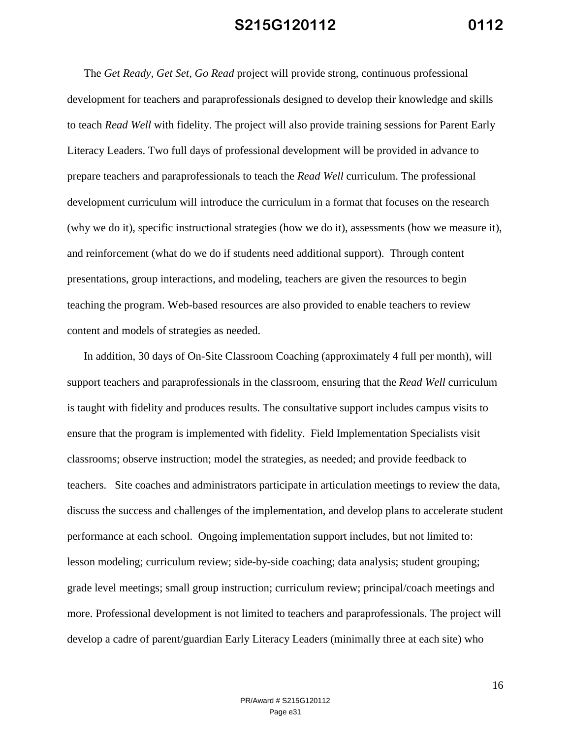The *Get Ready, Get Set, Go Read* project will provide strong, continuous professional development for teachers and paraprofessionals designed to develop their knowledge and skills to teach *Read Well* with fidelity. The project will also provide training sessions for Parent Early Literacy Leaders. Two full days of professional development will be provided in advance to prepare teachers and paraprofessionals to teach the *Read Well* curriculum. The professional development curriculum will introduce the curriculum in a format that focuses on the research (why we do it), specific instructional strategies (how we do it), assessments (how we measure it), and reinforcement (what do we do if students need additional support). Through content presentations, group interactions, and modeling, teachers are given the resources to begin teaching the program. Web-based resources are also provided to enable teachers to review content and models of strategies as needed.

In addition, 30 days of On-Site Classroom Coaching (approximately 4 full per month), will support teachers and paraprofessionals in the classroom, ensuring that the *Read Well* curriculum is taught with fidelity and produces results. The consultative support includes campus visits to ensure that the program is implemented with fidelity. Field Implementation Specialists visit classrooms; observe instruction; model the strategies, as needed; and provide feedback to teachers. Site coaches and administrators participate in articulation meetings to review the data, discuss the success and challenges of the implementation, and develop plans to accelerate student performance at each school. Ongoing implementation support includes, but not limited to: lesson modeling; curriculum review; side-by-side coaching; data analysis; student grouping; grade level meetings; small group instruction; curriculum review; principal/coach meetings and more. Professional development is not limited to teachers and paraprofessionals. The project will develop a cadre of parent/guardian Early Literacy Leaders (minimally three at each site) who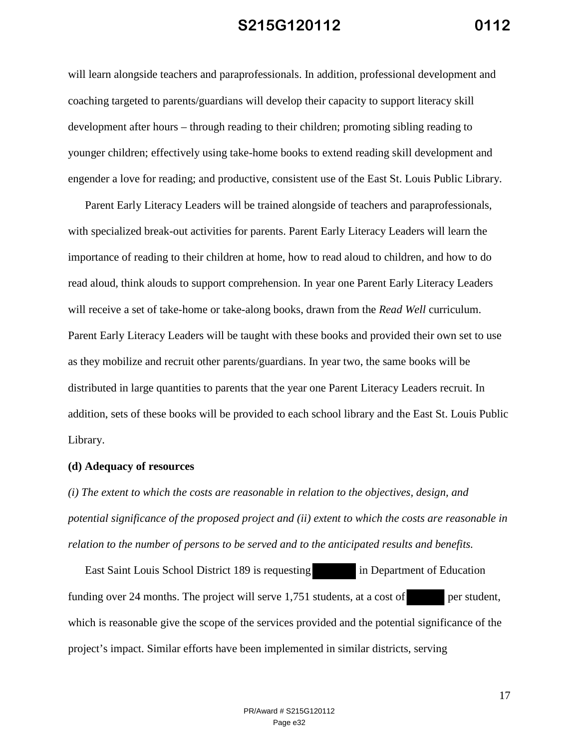will learn alongside teachers and paraprofessionals. In addition, professional development and coaching targeted to parents/guardians will develop their capacity to support literacy skill development after hours – through reading to their children; promoting sibling reading to younger children; effectively using take-home books to extend reading skill development and engender a love for reading; and productive, consistent use of the East St. Louis Public Library.

Parent Early Literacy Leaders will be trained alongside of teachers and paraprofessionals, with specialized break-out activities for parents. Parent Early Literacy Leaders will learn the importance of reading to their children at home, how to read aloud to children, and how to do read aloud, think alouds to support comprehension. In year one Parent Early Literacy Leaders will receive a set of take-home or take-along books, drawn from the *Read Well* curriculum. Parent Early Literacy Leaders will be taught with these books and provided their own set to use as they mobilize and recruit other parents/guardians. In year two, the same books will be distributed in large quantities to parents that the year one Parent Literacy Leaders recruit. In addition, sets of these books will be provided to each school library and the East St. Louis Public Library.

**(d) Adequacy of resources**

*(i) The extent to which the costs are reasonable in relation to the objectives, design, and potential significance of the proposed project and (ii) extent to which the costs are reasonable in relation to the number of persons to be served and to the anticipated results and benefits.*

East Saint Louis School District 189 is requesting [REDACTED] in Department of Education funding over 24 months. The project will serve 1,751 students, at a cost of [REDACTED] per student, which is reasonable give the scope of the services provided and the potential significance of the project's impact. Similar efforts have been implemented in similar districts, serving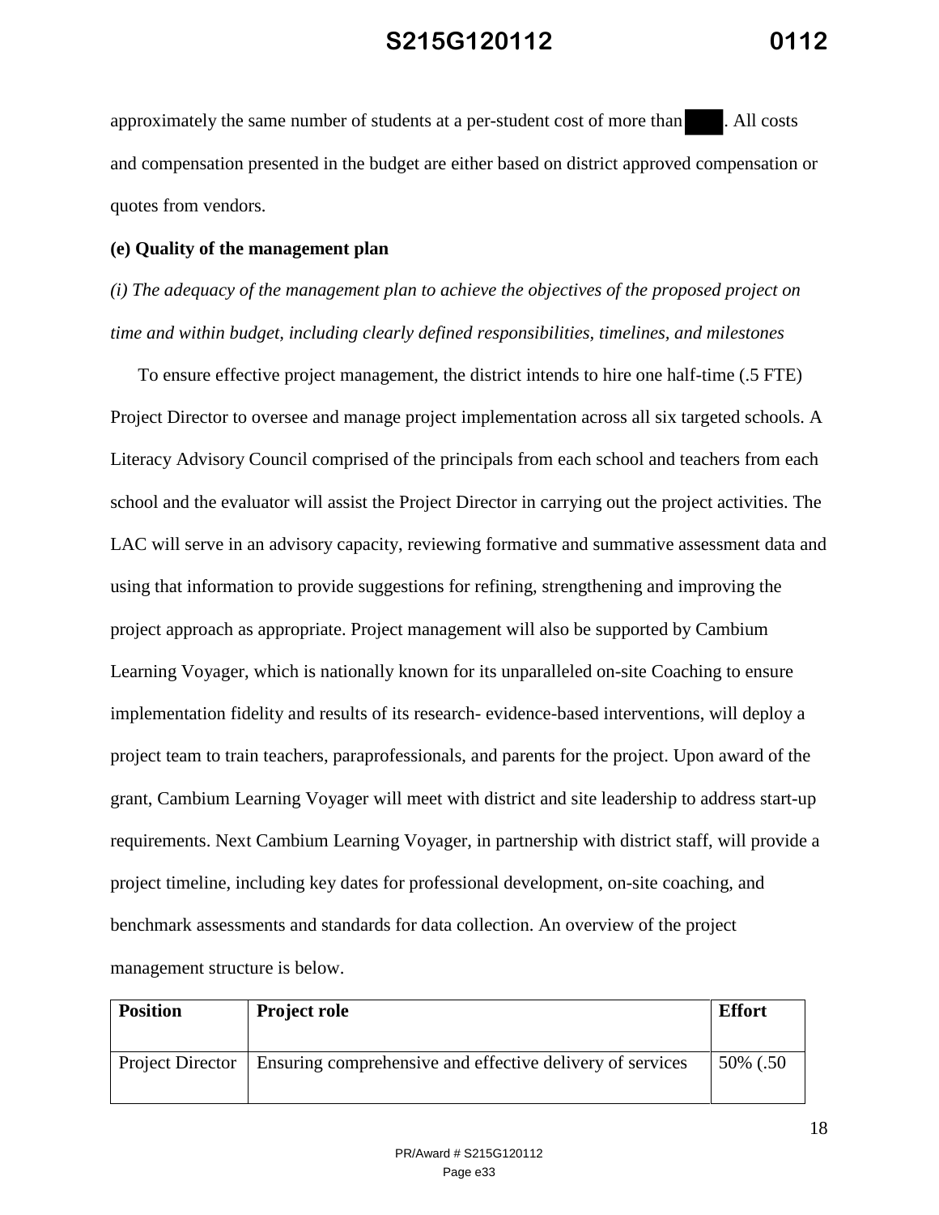approximately the same number of students at a per-student cost of more than ████. All costs and compensation presented in the budget are either based on district approved compensation or quotes from vendors.

**(e) Quality of the management plan**

*(i) The adequacy of the management plan to achieve the objectives of the proposed project on time and within budget, including clearly defined responsibilities, timelines, and milestones*

To ensure effective project management, the district intends to hire one half-time (.5 FTE) Project Director to oversee and manage project implementation across all six targeted schools. A Literacy Advisory Council comprised of the principals from each school and teachers from each school and the evaluator will assist the Project Director in carrying out the project activities. The LAC will serve in an advisory capacity, reviewing formative and summative assessment data and using that information to provide suggestions for refining, strengthening and improving the project approach as appropriate. Project management will also be supported by Cambium Learning Voyager, which is nationally known for its unparalleled on-site Coaching to ensure implementation fidelity and results of its research- evidence-based interventions, will deploy a project team to train teachers, paraprofessionals, and parents for the project. Upon award of the grant, Cambium Learning Voyager will meet with district and site leadership to address start-up requirements. Next Cambium Learning Voyager, in partnership with district staff, will provide a project timeline, including key dates for professional development, on-site coaching, and benchmark assessments and standards for data collection. An overview of the project management structure is below.

| Position | Project role | Effort |
|---|---|---|
| Project Director | Ensuring comprehensive and effective delivery of services | 50% (.50 |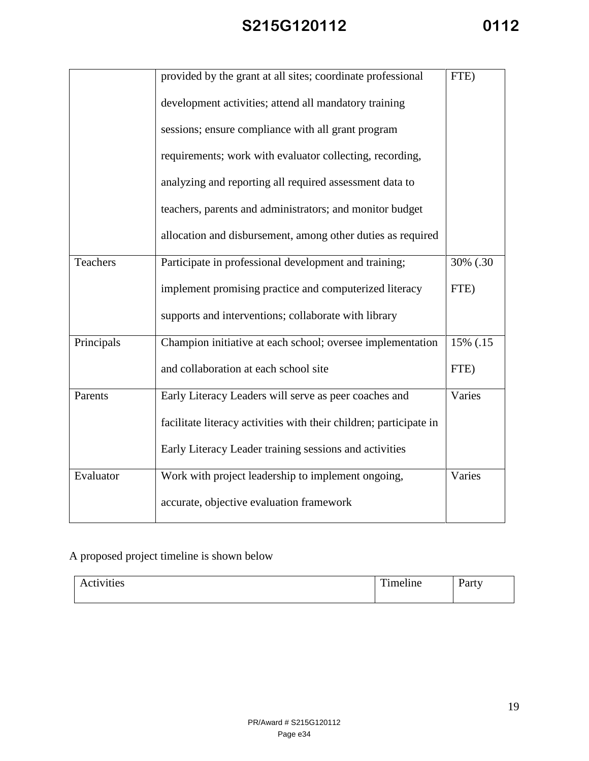| | | |
|---|---|---|
| | provided by the grant at all sites; coordinate professional development activities; attend all mandatory training sessions; ensure compliance with all grant program requirements; work with evaluator collecting, recording, analyzing and reporting all required assessment data to teachers, parents and administrators; and monitor budget allocation and disbursement, among other duties as required | FTE) |
| Teachers | Participate in professional development and training; implement promising practice and computerized literacy supports and interventions; collaborate with library | 30% (.30 FTE) |
| Principals | Champion initiative at each school; oversee implementation and collaboration at each school site | 15% (.15 FTE) |
| Parents | Early Literacy Leaders will serve as peer coaches and facilitate literacy activities with their children; participate in Early Literacy Leader training sessions and activities | Varies |
| Evaluator | Work with project leadership to implement ongoing, accurate, objective evaluation framework | Varies |

A proposed project timeline is shown below

| Activities | Timeline | Party |
|---|---|---|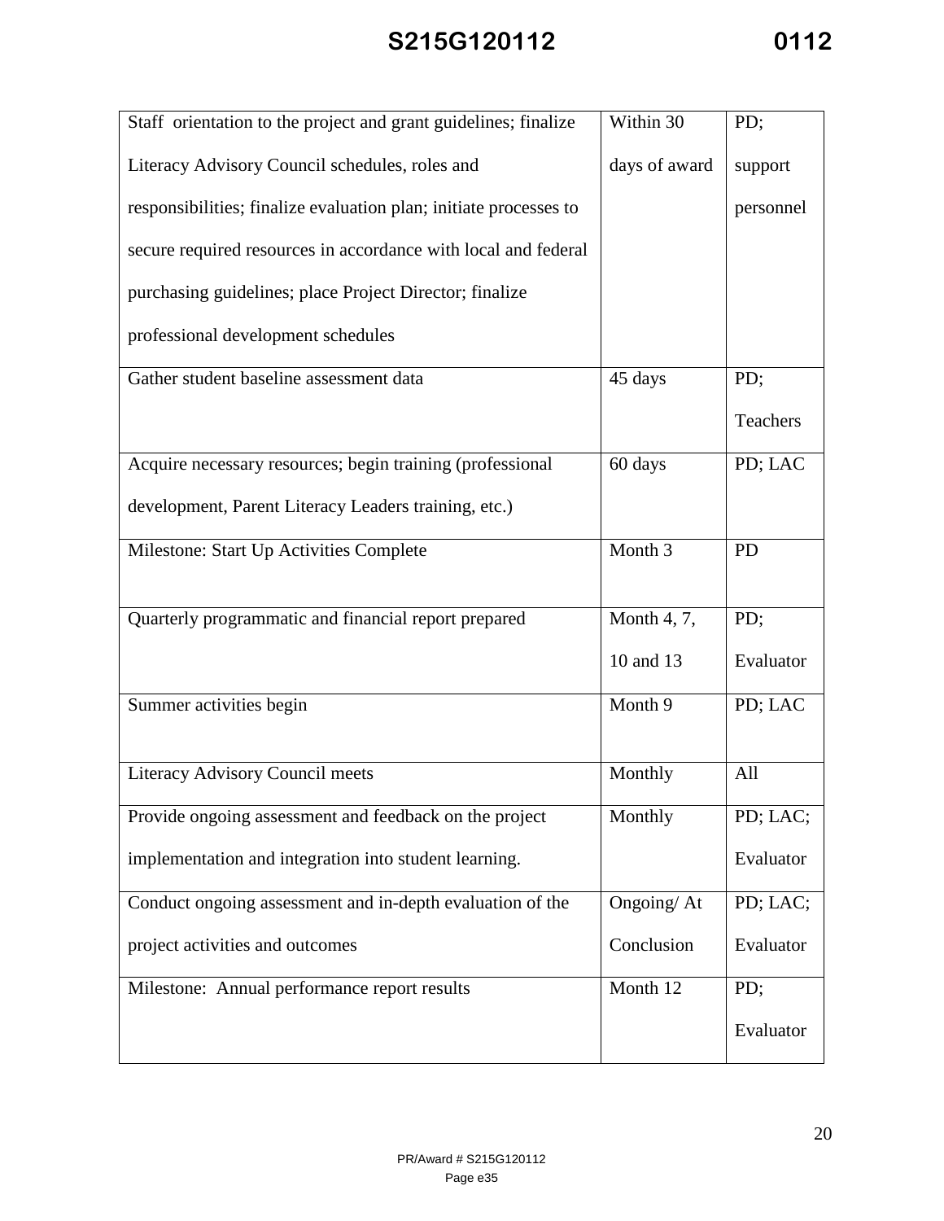| Staff orientation to the project and grant guidelines; finalize Literacy Advisory Council schedules, roles and responsibilities; finalize evaluation plan; initiate processes to secure required resources in accordance with local and federal purchasing guidelines; place Project Director; finalize professional development schedules | Within 30 days of award | PD; support personnel |
|---|---|---|
| Gather student baseline assessment data | 45 days | PD; Teachers |
| Acquire necessary resources; begin training (professional development, Parent Literacy Leaders training, etc.) | 60 days | PD; LAC |
| Milestone: Start Up Activities Complete | Month 3 | PD |
| Quarterly programmatic and financial report prepared | Month 4, 7, 10 and 13 | PD; Evaluator |
| Summer activities begin | Month 9 | PD; LAC |
| Literacy Advisory Council meets | Monthly | All |
| Provide ongoing assessment and feedback on the project implementation and integration into student learning. | Monthly | PD; LAC; Evaluator |
| Conduct ongoing assessment and in-depth evaluation of the project activities and outcomes | Ongoing/ At Conclusion | PD; LAC; Evaluator |
| Milestone: Annual performance report results | Month 12 | PD; Evaluator |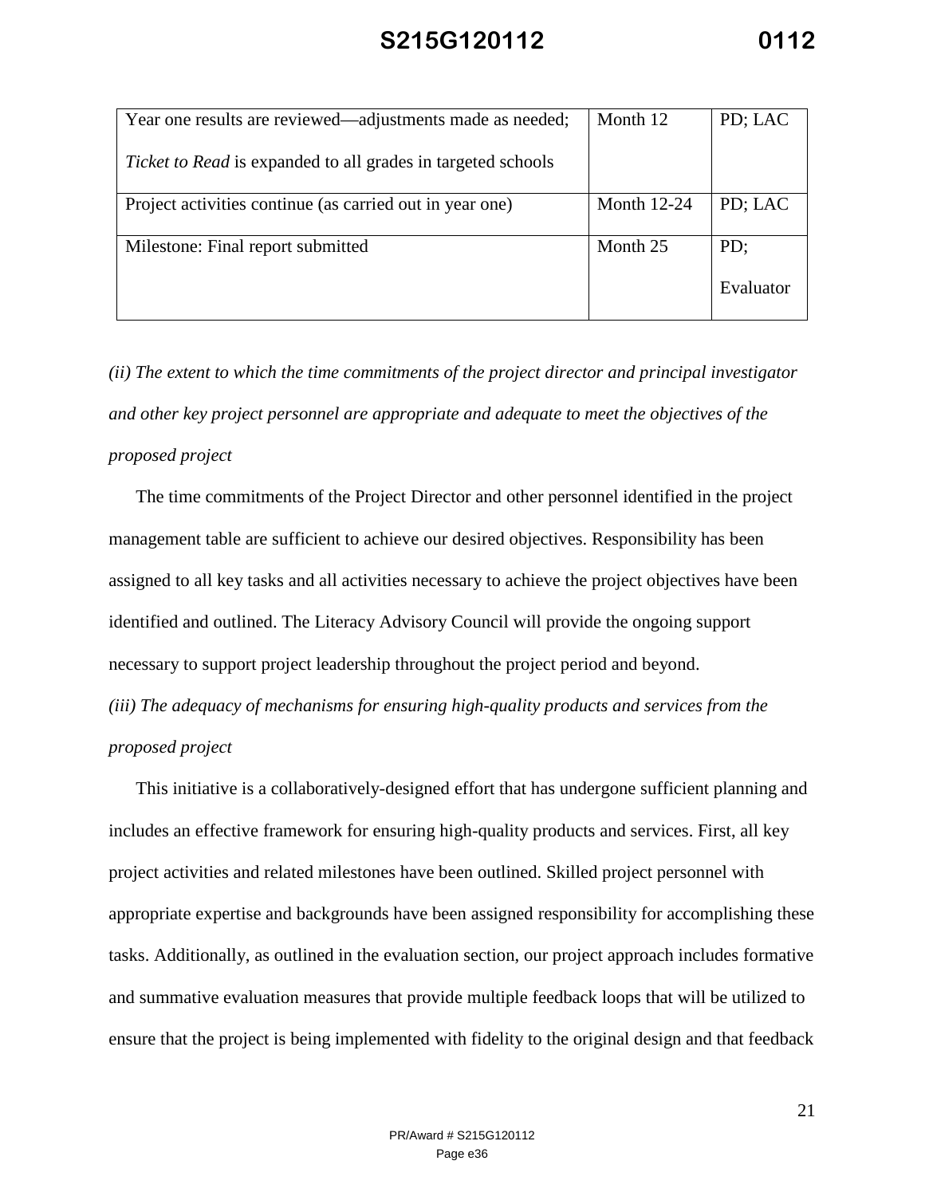| Year one results are reviewed—adjustments made as needed; *Ticket to Read* is expanded to all grades in targeted schools | Month 12 | PD; LAC |
|---|---|---|
| Project activities continue (as carried out in year one) | Month 12-24 | PD; LAC |
| Milestone: Final report submitted | Month 25 | PD; Evaluator |

*(ii) The extent to which the time commitments of the project director and principal investigator and other key project personnel are appropriate and adequate to meet the objectives of the proposed project*

The time commitments of the Project Director and other personnel identified in the project management table are sufficient to achieve our desired objectives. Responsibility has been assigned to all key tasks and all activities necessary to achieve the project objectives have been identified and outlined. The Literacy Advisory Council will provide the ongoing support necessary to support project leadership throughout the project period and beyond.

*(iii) The adequacy of mechanisms for ensuring high-quality products and services from the proposed project*

This initiative is a collaboratively-designed effort that has undergone sufficient planning and includes an effective framework for ensuring high-quality products and services. First, all key project activities and related milestones have been outlined. Skilled project personnel with appropriate expertise and backgrounds have been assigned responsibility for accomplishing these tasks. Additionally, as outlined in the evaluation section, our project approach includes formative and summative evaluation measures that provide multiple feedback loops that will be utilized to ensure that the project is being implemented with fidelity to the original design and that feedback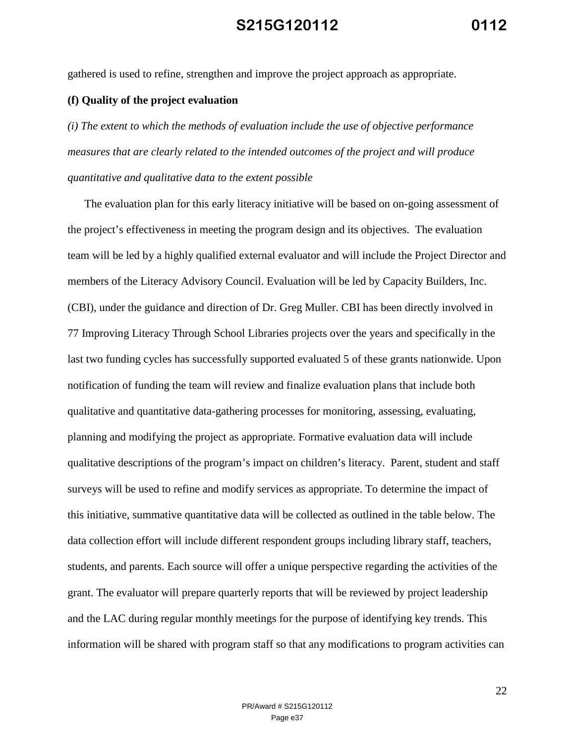gathered is used to refine, strengthen and improve the project approach as appropriate.

**(f) Quality of the project evaluation**

*(i) The extent to which the methods of evaluation include the use of objective performance measures that are clearly related to the intended outcomes of the project and will produce quantitative and qualitative data to the extent possible*

The evaluation plan for this early literacy initiative will be based on on-going assessment of the project's effectiveness in meeting the program design and its objectives. The evaluation team will be led by a highly qualified external evaluator and will include the Project Director and members of the Literacy Advisory Council. Evaluation will be led by Capacity Builders, Inc. (CBI), under the guidance and direction of Dr. Greg Muller. CBI has been directly involved in 77 Improving Literacy Through School Libraries projects over the years and specifically in the last two funding cycles has successfully supported evaluated 5 of these grants nationwide. Upon notification of funding the team will review and finalize evaluation plans that include both qualitative and quantitative data-gathering processes for monitoring, assessing, evaluating, planning and modifying the project as appropriate. Formative evaluation data will include qualitative descriptions of the program's impact on children's literacy. Parent, student and staff surveys will be used to refine and modify services as appropriate. To determine the impact of this initiative, summative quantitative data will be collected as outlined in the table below. The data collection effort will include different respondent groups including library staff, teachers, students, and parents. Each source will offer a unique perspective regarding the activities of the grant. The evaluator will prepare quarterly reports that will be reviewed by project leadership and the LAC during regular monthly meetings for the purpose of identifying key trends. This information will be shared with program staff so that any modifications to program activities can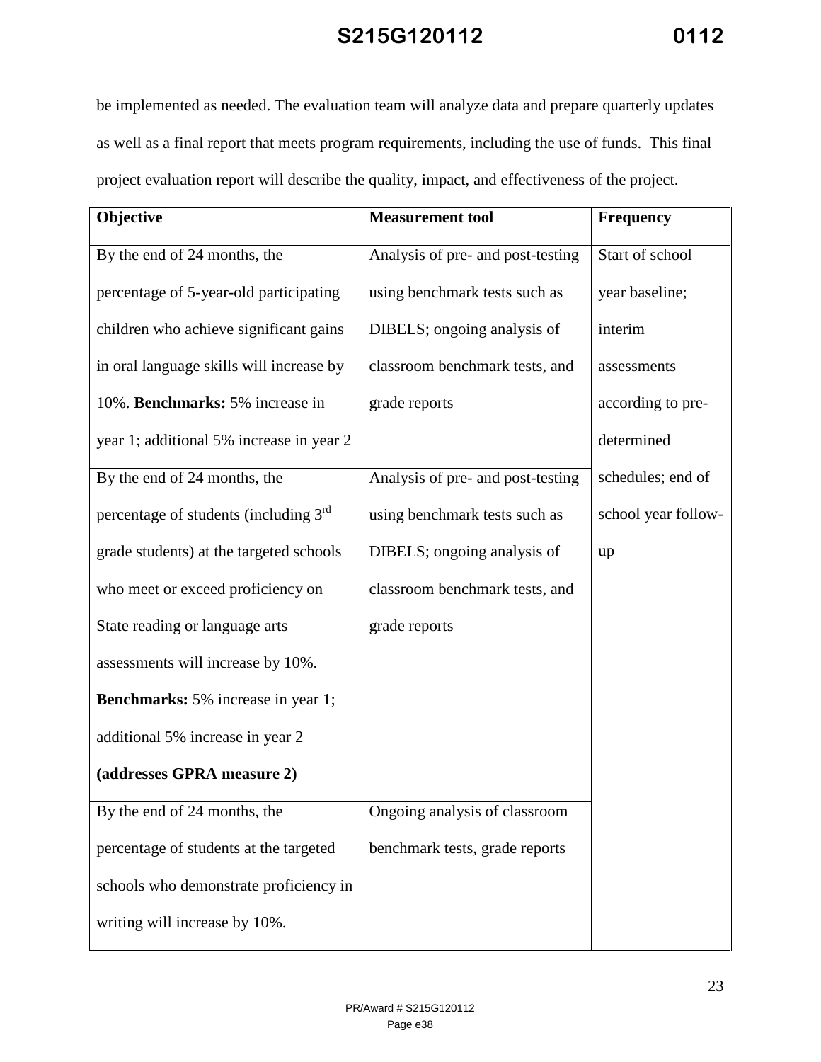be implemented as needed. The evaluation team will analyze data and prepare quarterly updates as well as a final report that meets program requirements, including the use of funds. This final project evaluation report will describe the quality, impact, and effectiveness of the project.

| **Objective** | **Measurement tool** | **Frequency** |
|---|---|---|
| By the end of 24 months, the percentage of 5-year-old participating children who achieve significant gains in oral language skills will increase by 10%. **Benchmarks:** 5% increase in year 1; additional 5% increase in year 2 | Analysis of pre- and post-testing using benchmark tests such as DIBELS; ongoing analysis of classroom benchmark tests, and grade reports | Start of school year baseline; interim assessments according to pre-determined schedules; end of school year follow-up |
| By the end of 24 months, the percentage of students (including 3rd grade students) at the targeted schools who meet or exceed proficiency on State reading or language arts assessments will increase by 10%. **Benchmarks:** 5% increase in year 1; additional 5% increase in year 2 **(addresses GPRA measure 2)** | Analysis of pre- and post-testing using benchmark tests such as DIBELS; ongoing analysis of classroom benchmark tests, and grade reports | |
| By the end of 24 months, the percentage of students at the targeted schools who demonstrate proficiency in writing will increase by 10%. | Ongoing analysis of classroom benchmark tests, grade reports | |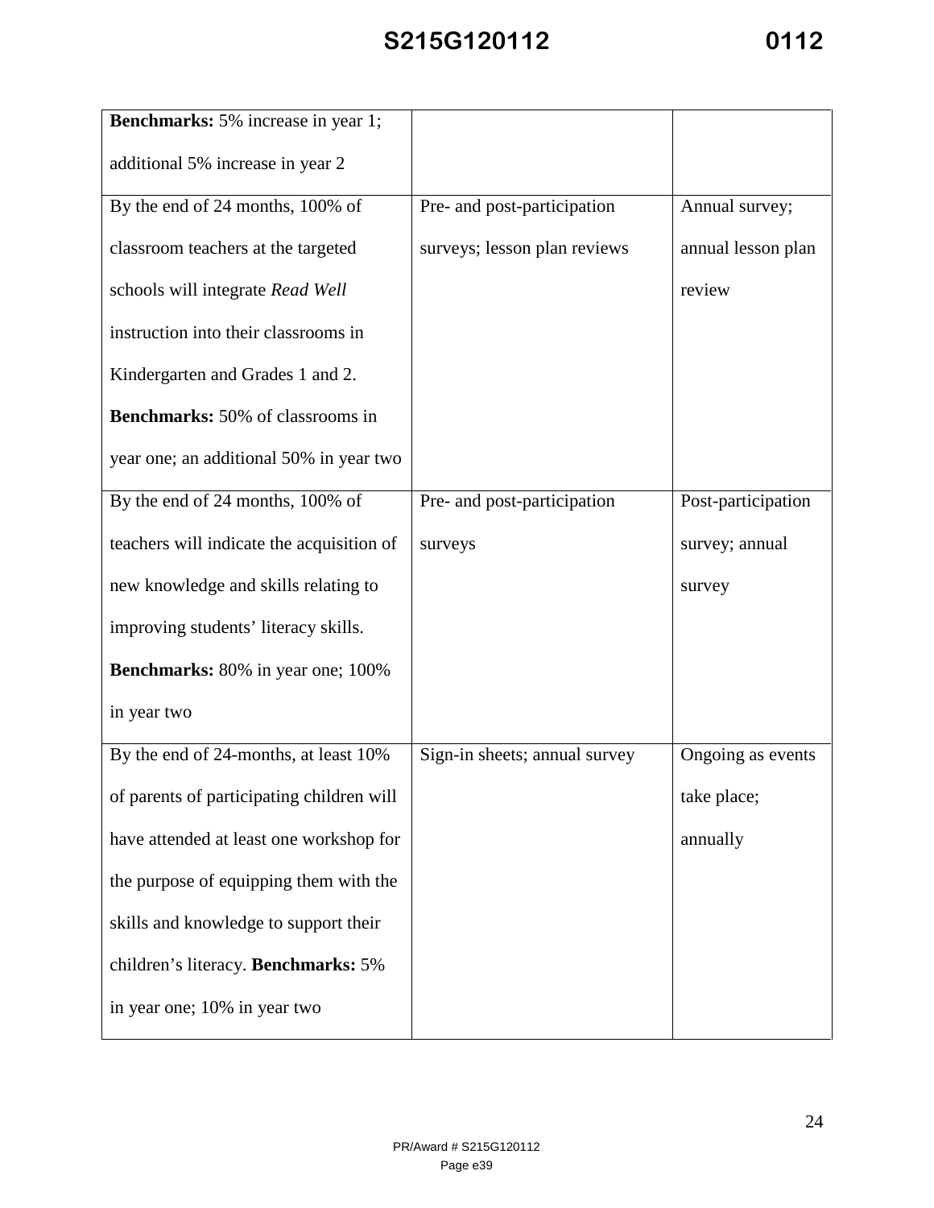| | | |
|---|---|---|
| **Benchmarks:** 5% increase in year 1; additional 5% increase in year 2 | | |
| By the end of 24 months, 100% of classroom teachers at the targeted schools will integrate *Read Well* instruction into their classrooms in Kindergarten and Grades 1 and 2. **Benchmarks:** 50% of classrooms in year one; an additional 50% in year two | Pre- and post-participation surveys; lesson plan reviews | Annual survey; annual lesson plan review |
| By the end of 24 months, 100% of teachers will indicate the acquisition of new knowledge and skills relating to improving students' literacy skills. **Benchmarks:** 80% in year one; 100% in year two | Pre- and post-participation surveys | Post-participation survey; annual survey |
| By the end of 24-months, at least 10% of parents of participating children will have attended at least one workshop for the purpose of equipping them with the skills and knowledge to support their children's literacy. **Benchmarks:** 5% in year one; 10% in year two | Sign-in sheets; annual survey | Ongoing as events take place; annually |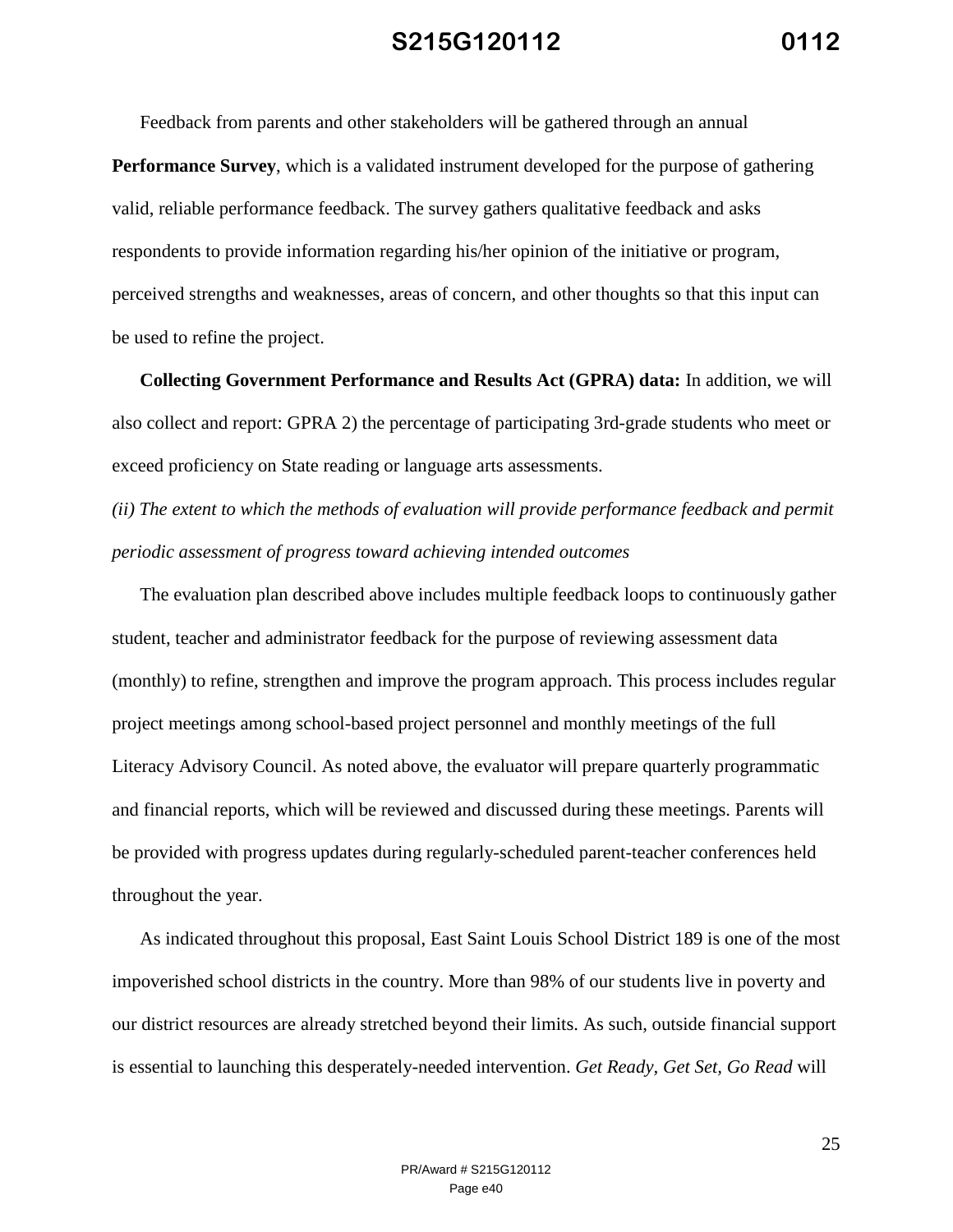Feedback from parents and other stakeholders will be gathered through an annual **Performance Survey**, which is a validated instrument developed for the purpose of gathering valid, reliable performance feedback. The survey gathers qualitative feedback and asks respondents to provide information regarding his/her opinion of the initiative or program, perceived strengths and weaknesses, areas of concern, and other thoughts so that this input can be used to refine the project.

**Collecting Government Performance and Results Act (GPRA) data:** In addition, we will also collect and report: GPRA 2) the percentage of participating 3rd-grade students who meet or exceed proficiency on State reading or language arts assessments.

*(ii) The extent to which the methods of evaluation will provide performance feedback and permit periodic assessment of progress toward achieving intended outcomes*

The evaluation plan described above includes multiple feedback loops to continuously gather student, teacher and administrator feedback for the purpose of reviewing assessment data (monthly) to refine, strengthen and improve the program approach. This process includes regular project meetings among school-based project personnel and monthly meetings of the full Literacy Advisory Council. As noted above, the evaluator will prepare quarterly programmatic and financial reports, which will be reviewed and discussed during these meetings. Parents will be provided with progress updates during regularly-scheduled parent-teacher conferences held throughout the year.

As indicated throughout this proposal, East Saint Louis School District 189 is one of the most impoverished school districts in the country. More than 98% of our students live in poverty and our district resources are already stretched beyond their limits. As such, outside financial support is essential to launching this desperately-needed intervention. *Get Ready, Get Set, Go Read* will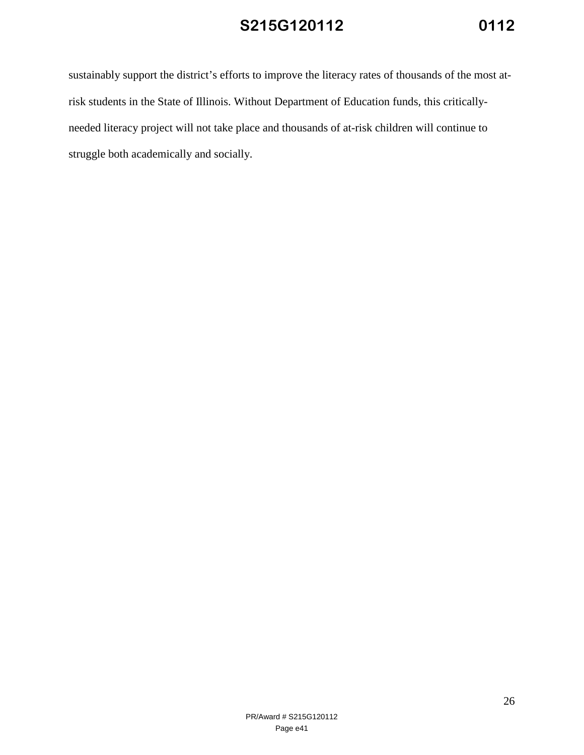sustainably support the district's efforts to improve the literacy rates of thousands of the most at-risk students in the State of Illinois. Without Department of Education funds, this critically-needed literacy project will not take place and thousands of at-risk children will continue to struggle both academically and socially.